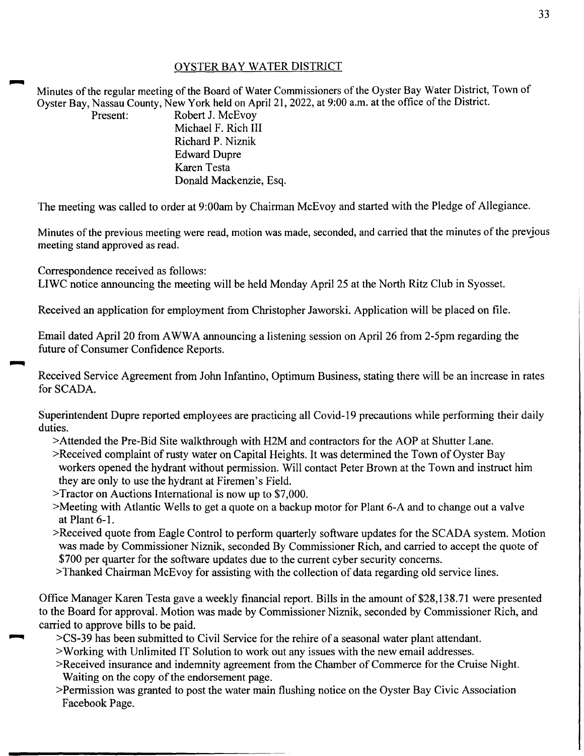# OYSTER BAY WATER DISTRICT

Minutes of the regular meeting of the Board of Water Commissioners of the Oyster Bay Water District, Town of Oyster Bay, Nassau County, New York held on April 21, 2022, at 9:00 a.m. at the office of the District.

Present: Robert J. McEvoy
Michael F. Rich III
Richard P. Niznik
Edward Dupre
Karen Testa
Donald Mackenzie, Esq.

The meeting was called to order at 9:00am by Chairman McEvoy and started with the Pledge of Allegiance.

Minutes of the previous meeting were read, motion was made, seconded, and carried that the minutes of the previous meeting stand approved as read.

Correspondence received as follows:
LIWC notice announcing the meeting will be held Monday April 25 at the North Ritz Club in Syosset.

Received an application for employment from Christopher Jaworski. Application will be placed on file.

Email dated April 20 from AWWA announcing a listening session on April 26 from 2-5pm regarding the future of Consumer Confidence Reports.

Received Service Agreement from John Infantino, Optimum Business, stating there will be an increase in rates for SCADA.

Superintendent Dupre reported employees are practicing all Covid-19 precautions while performing their daily duties.

>Attended the Pre-Bid Site walkthrough with H2M and contractors for the AOP at Shutter Lane.
>Received complaint of rusty water on Capital Heights. It was determined the Town of Oyster Bay workers opened the hydrant without permission. Will contact Peter Brown at the Town and instruct him they are only to use the hydrant at Firemen's Field.
>Tractor on Auctions International is now up to $7,000.
>Meeting with Atlantic Wells to get a quote on a backup motor for Plant 6-A and to change out a valve at Plant 6-1.
>Received quote from Eagle Control to perform quarterly software updates for the SCADA system. Motion was made by Commissioner Niznik, seconded By Commissioner Rich, and carried to accept the quote of $700 per quarter for the software updates due to the current cyber security concerns.
>Thanked Chairman McEvoy for assisting with the collection of data regarding old service lines.

Office Manager Karen Testa gave a weekly financial report. Bills in the amount of $28,138.71 were presented to the Board for approval. Motion was made by Commissioner Niznik, seconded by Commissioner Rich, and carried to approve bills to be paid.

>CS-39 has been submitted to Civil Service for the rehire of a seasonal water plant attendant.
>Working with Unlimited IT Solution to work out any issues with the new email addresses.
>Received insurance and indemnity agreement from the Chamber of Commerce for the Cruise Night. Waiting on the copy of the endorsement page.
>Permission was granted to post the water main flushing notice on the Oyster Bay Civic Association Facebook Page.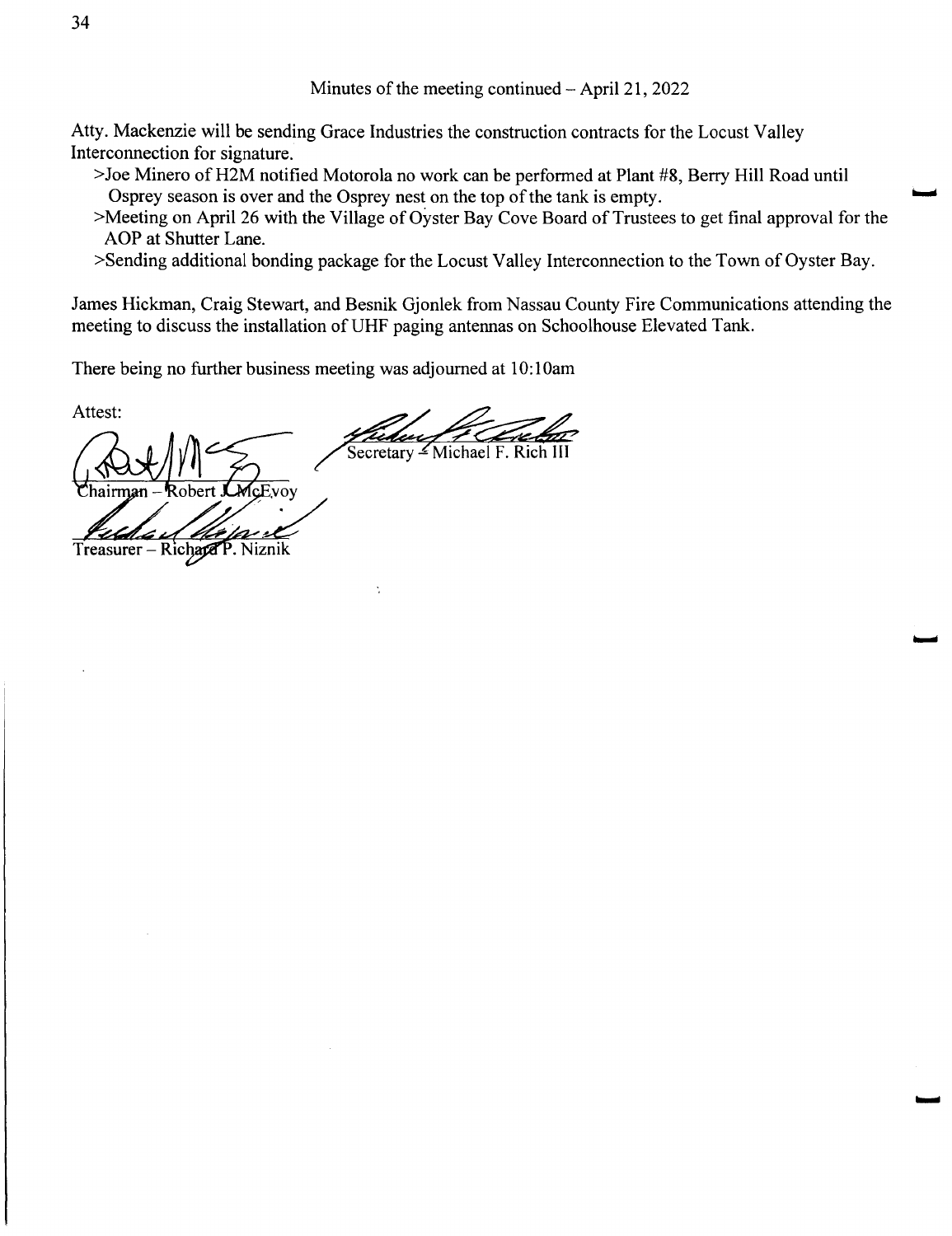Minutes of the meeting continued – April 21, 2022

Atty. Mackenzie will be sending Grace Industries the construction contracts for the Locust Valley Interconnection for signature.

>Joe Minero of H2M notified Motorola no work can be performed at Plant #8, Berry Hill Road until Osprey season is over and the Osprey nest on the top of the tank is empty.

>Meeting on April 26 with the Village of Oyster Bay Cove Board of Trustees to get final approval for the AOP at Shutter Lane.

>Sending additional bonding package for the Locust Valley Interconnection to the Town of Oyster Bay.

James Hickman, Craig Stewart, and Besnik Gjonlek from Nassau County Fire Communications attending the meeting to discuss the installation of UHF paging antennas on Schoolhouse Elevated Tank.

There being no further business meeting was adjourned at 10:10am

Attest:

Chairman – Robert J. McEvoy

Secretary – Michael F. Rich III

Treasurer – Richard P. Niznik